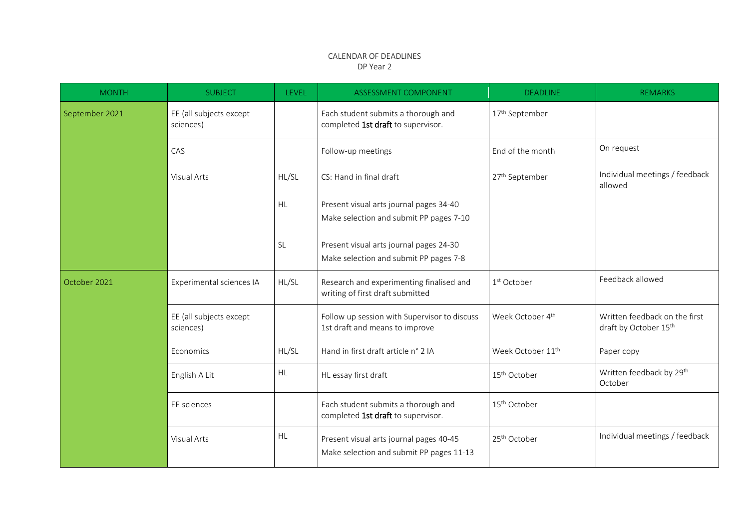CALENDAR OF DEADLINES
DP Year 2

| MONTH | SUBJECT | LEVEL | ASSESSMENT COMPONENT | DEADLINE | REMARKS |
|---|---|---|---|---|---|
| September 2021 | EE (all subjects except sciences) | | Each student submits a thorough and completed **1st draft** to supervisor. | 17th September | |
| | CAS | | Follow-up meetings | End of the month | On request |
| | Visual Arts | HL/SL | CS: Hand in final draft | 27th September | Individual meetings / feedback allowed |
| | | HL | Present visual arts journal pages 34-40<br>Make selection and submit PP pages 7-10 | | |
| | | SL | Present visual arts journal pages 24-30<br>Make selection and submit PP pages 7-8 | | |
| October 2021 | Experimental sciences IA | HL/SL | Research and experimenting finalised and writing of first draft submitted | 1st October | Feedback allowed |
| | EE (all subjects except sciences) | | Follow up session with Supervisor to discuss 1st draft and means to improve | Week October 4th | Written feedback on the first draft by October 15th |
| | Economics | HL/SL | Hand in first draft article n° 2 IA | Week October 11th | Paper copy |
| | English A Lit | HL | HL essay first draft | 15th October | Written feedback by 29th October |
| | EE sciences | | Each student submits a thorough and completed **1st draft** to supervisor. | 15th October | |
| | Visual Arts | HL | Present visual arts journal pages 40-45<br>Make selection and submit PP pages 11-13 | 25th October | Individual meetings / feedback |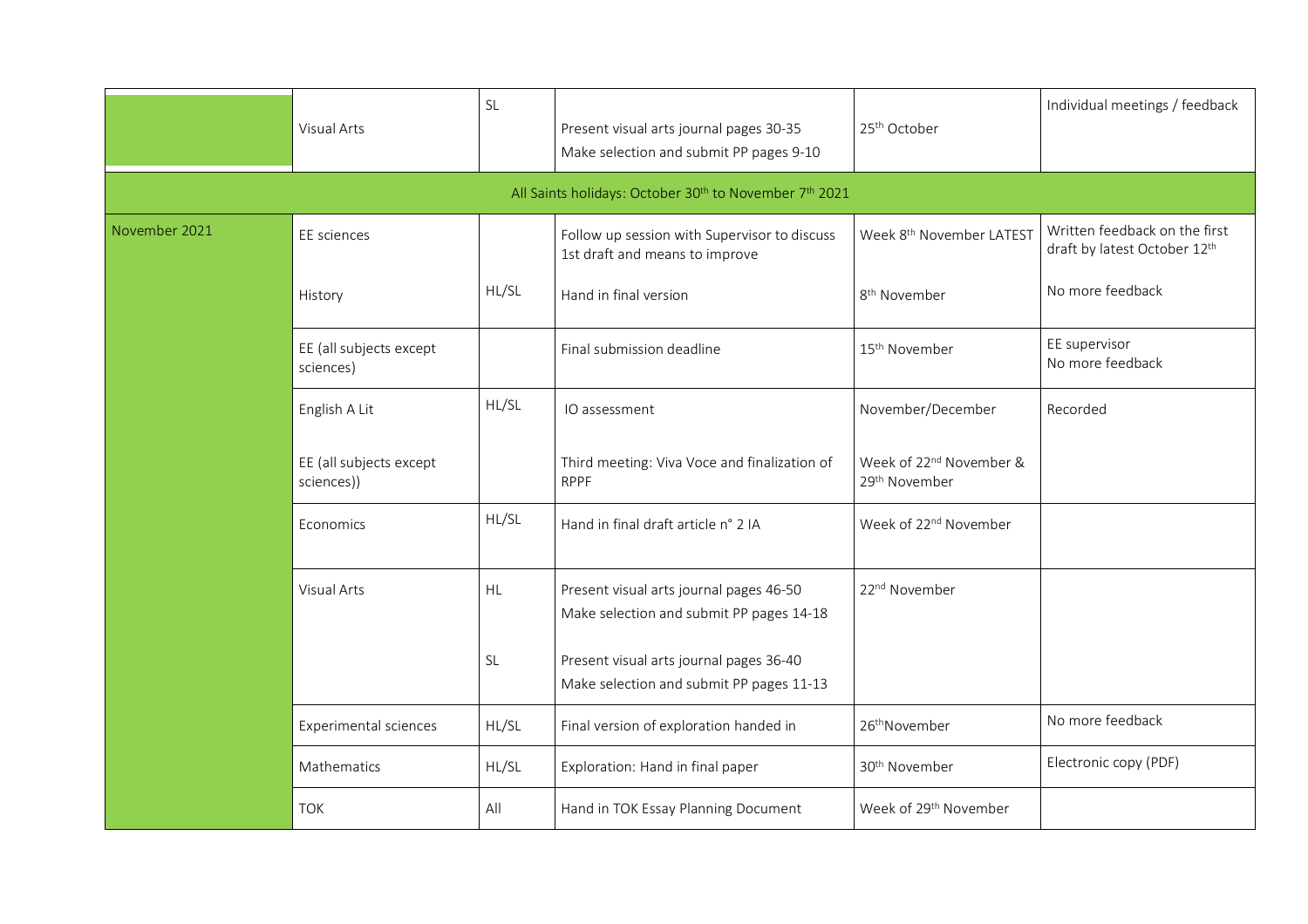| | | | | | |
|---|---|---|---|---|---|
| | Visual Arts | SL | Present visual arts journal pages 30-35<br>Make selection and submit PP pages 9-10 | 25th October | Individual meetings / feedback |
| All Saints holidays: October 30th to November 7th 2021 | | | | | |
| November 2021 | EE sciences | | Follow up session with Supervisor to discuss 1st draft and means to improve | Week 8th November LATEST | Written feedback on the first draft by latest October 12th |
| | History | HL/SL | Hand in final version | 8th November | No more feedback |
| | EE (all subjects except sciences) | | Final submission deadline | 15th November | EE supervisor<br>No more feedback |
| | English A Lit | HL/SL | IO assessment | November/December | Recorded |
| | EE (all subjects except sciences)) | | Third meeting: Viva Voce and finalization of RPPF | Week of 22nd November & 29th November | |
| | Economics | HL/SL | Hand in final draft article n° 2 IA | Week of 22nd November | |
| | Visual Arts | HL | Present visual arts journal pages 46-50<br>Make selection and submit PP pages 14-18 | 22nd November | |
| | | SL | Present visual arts journal pages 36-40<br>Make selection and submit PP pages 11-13 | | |
| | Experimental sciences | HL/SL | Final version of exploration handed in | 26thNovember | No more feedback |
| | Mathematics | HL/SL | Exploration: Hand in final paper | 30th November | Electronic copy (PDF) |
| | TOK | All | Hand in TOK Essay Planning Document | Week of 29th November | |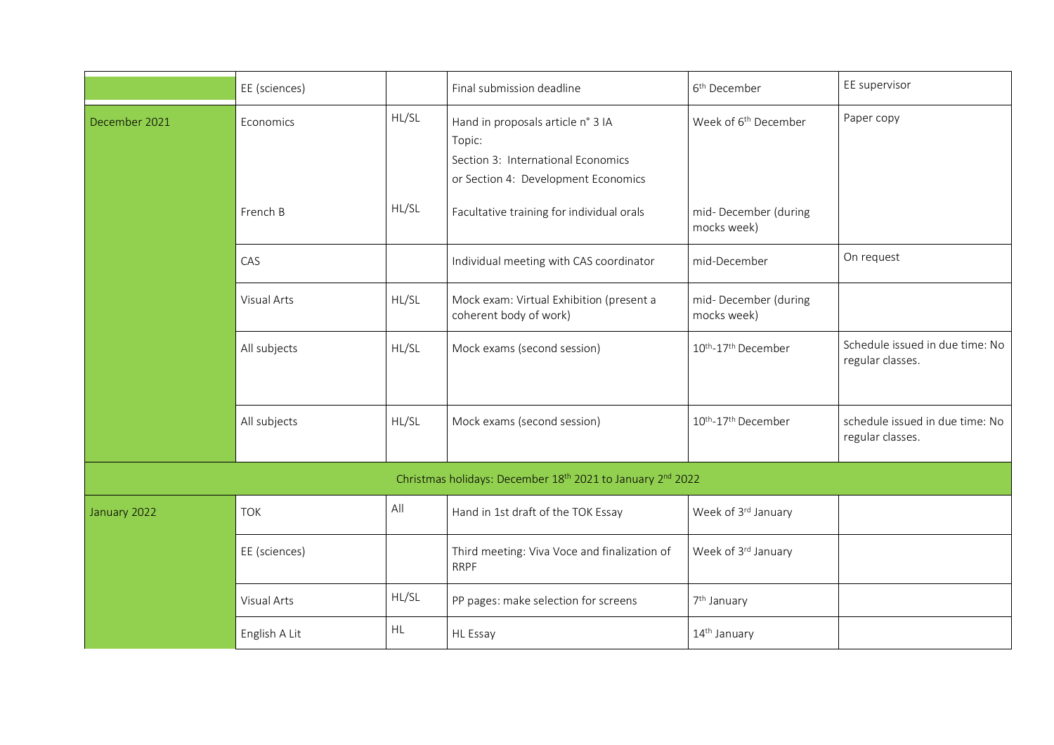| | | | | | |
|---|---|---|---|---|---|
| | EE (sciences) | | Final submission deadline | 6th December | EE supervisor |
| December 2021 | Economics | HL/SL | Hand in proposals article n° 3 IA<br>Topic:<br>Section 3: International Economics<br>or Section 4: Development Economics | Week of 6th December | Paper copy |
| | French B | HL/SL | Facultative training for individual orals | mid- December (during mocks week) | |
| | CAS | | Individual meeting with CAS coordinator | mid-December | On request |
| | Visual Arts | HL/SL | Mock exam: Virtual Exhibition (present a coherent body of work) | mid- December (during mocks week) | |
| | All subjects | HL/SL | Mock exams (second session) | 10th-17th December | Schedule issued in due time: No regular classes. |
| | All subjects | HL/SL | Mock exams (second session) | 10th-17th December | schedule issued in due time: No regular classes. |
| Christmas holidays: December 18th 2021 to January 2nd 2022 | | | | | |
| January 2022 | TOK | All | Hand in 1st draft of the TOK Essay | Week of 3rd January | |
| | EE (sciences) | | Third meeting: Viva Voce and finalization of RRPF | Week of 3rd January | |
| | Visual Arts | HL/SL | PP pages: make selection for screens | 7th January | |
| | English A Lit | HL | HL Essay | 14th January | |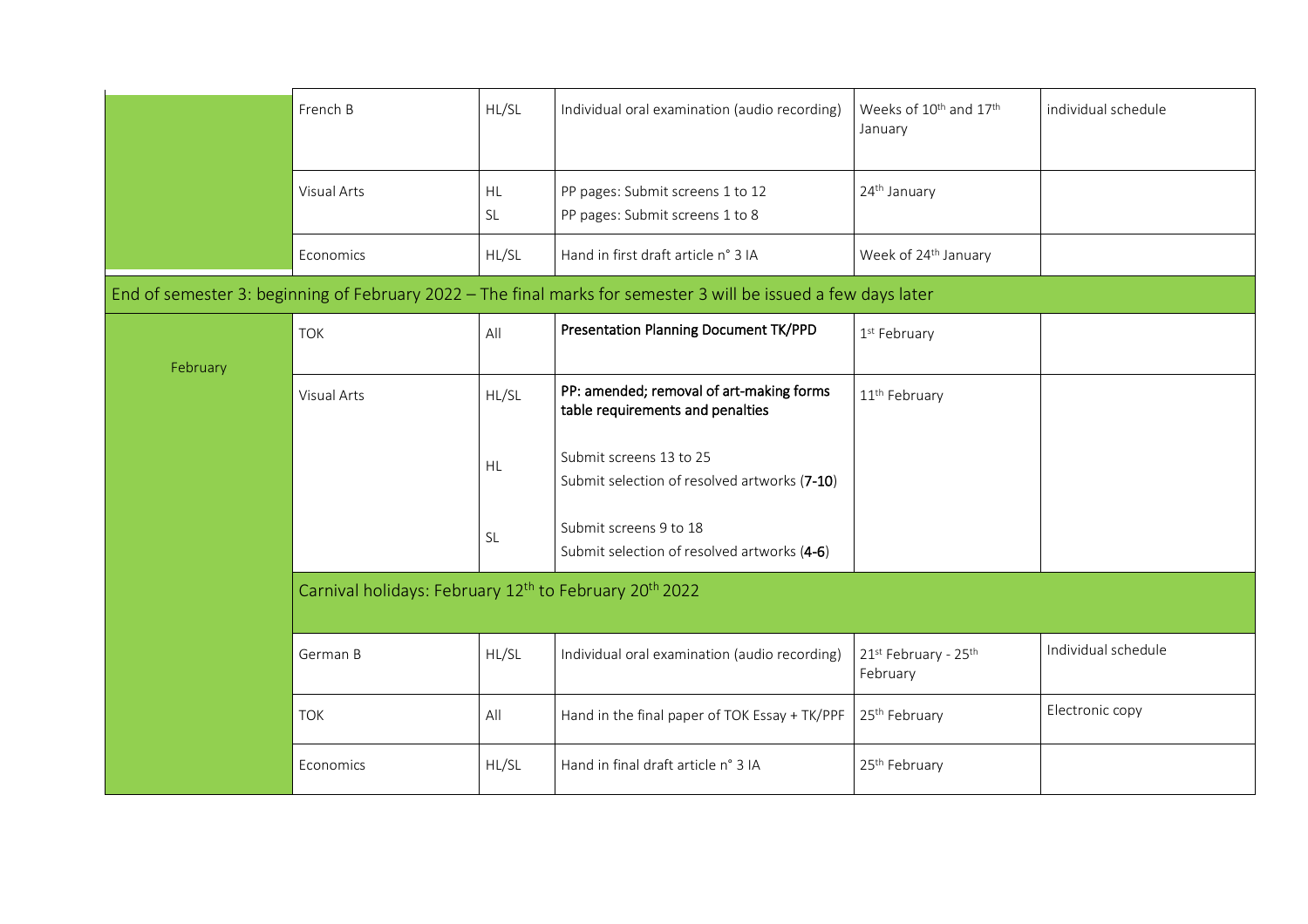| | | | | | |
|---|---|---|---|---|---|
| | French B | HL/SL | Individual oral examination (audio recording) | Weeks of 10th and 17th January | individual schedule |
| | Visual Arts | HL<br>SL | PP pages: Submit screens 1 to 12<br>PP pages: Submit screens 1 to 8 | 24th January | |
| | Economics | HL/SL | Hand in first draft article n° 3 IA | Week of 24th January | |
| End of semester 3: beginning of February 2022 – The final marks for semester 3 will be issued a few days later | | | | | |
| February | TOK | All | **Presentation Planning Document TK/PPD** | 1st February | |
| | Visual Arts | HL/SL | **PP: amended; removal of art-making forms table requirements and penalties** | 11th February | |
| | | HL | Submit screens 13 to 25<br>Submit selection of resolved artworks (**7-10**) | | |
| | | SL | Submit screens 9 to 18<br>Submit selection of resolved artworks (**4-6**) | | |
| | Carnival holidays: February 12th to February 20th 2022 | | | | |
| | German B | HL/SL | Individual oral examination (audio recording) | 21st February - 25th February | Individual schedule |
| | TOK | All | Hand in the final paper of TOK Essay + TK/PPF | 25th February | Electronic copy |
| | Economics | HL/SL | Hand in final draft article n° 3 IA | 25th February | |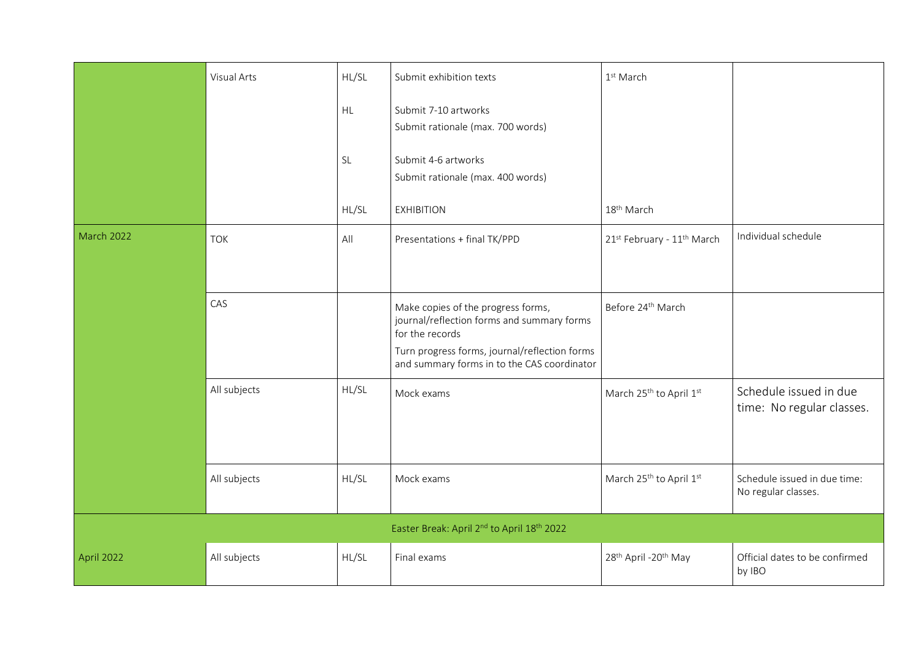| | | | | | |
|---|---|---|---|---|---|
| | Visual Arts | HL/SL | Submit exhibition texts | 1st March | |
| | | HL | Submit 7-10 artworks<br>Submit rationale (max. 700 words) | | |
| | | SL | Submit 4-6 artworks<br>Submit rationale (max. 400 words) | | |
| | | HL/SL | EXHIBITION | 18th March | |
| March 2022 | TOK | All | Presentations + final TK/PPD | 21st February - 11th March | Individual schedule |
| | CAS | | Make copies of the progress forms, journal/reflection forms and summary forms for the records<br>Turn progress forms, journal/reflection forms and summary forms in to the CAS coordinator | Before 24th March | |
| | All subjects | HL/SL | Mock exams | March 25th to April 1st | Schedule issued in due time: No regular classes. |
| | All subjects | HL/SL | Mock exams | March 25th to April 1st | Schedule issued in due time: No regular classes. |
| Easter Break: April 2nd to April 18th 2022 | | | | | |
| April 2022 | All subjects | HL/SL | Final exams | 28th April -20th May | Official dates to be confirmed by IBO |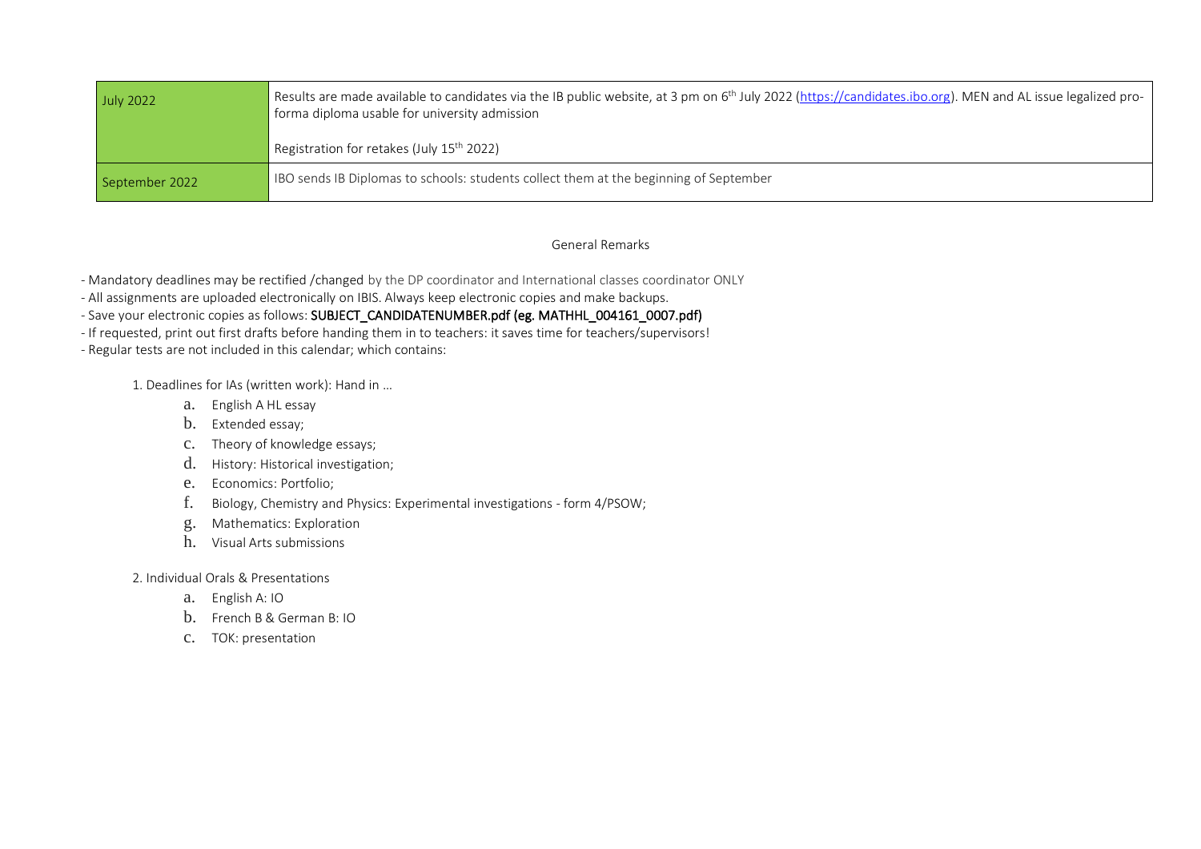| | |
|---|---|
| July 2022 | Results are made available to candidates via the IB public website, at 3 pm on 6th July 2022 (https://candidates.ibo.org). MEN and AL issue legalized pro-forma diploma usable for university admission<br><br>Registration for retakes (July 15th 2022) |
| September 2022 | IBO sends IB Diplomas to schools: students collect them at the beginning of September |

General Remarks

- Mandatory deadlines may be rectified /changed by the DP coordinator and International classes coordinator ONLY
- All assignments are uploaded electronically on IBIS. Always keep electronic copies and make backups.
- Save your electronic copies as follows: **SUBJECT_CANDIDATENUMBER.pdf (eg. MATHHL_004161_0007.pdf)**
- If requested, print out first drafts before handing them in to teachers: it saves time for teachers/supervisors!
- Regular tests are not included in this calendar; which contains:

1. Deadlines for IAs (written work): Hand in …
    a. English A HL essay
    b. Extended essay;
    c. Theory of knowledge essays;
    d. History: Historical investigation;
    e. Economics: Portfolio;
    f. Biology, Chemistry and Physics: Experimental investigations - form 4/PSOW;
    g. Mathematics: Exploration
    h. Visual Arts submissions

2. Individual Orals & Presentations
    a. English A: IO
    b. French B & German B: IO
    c. TOK: presentation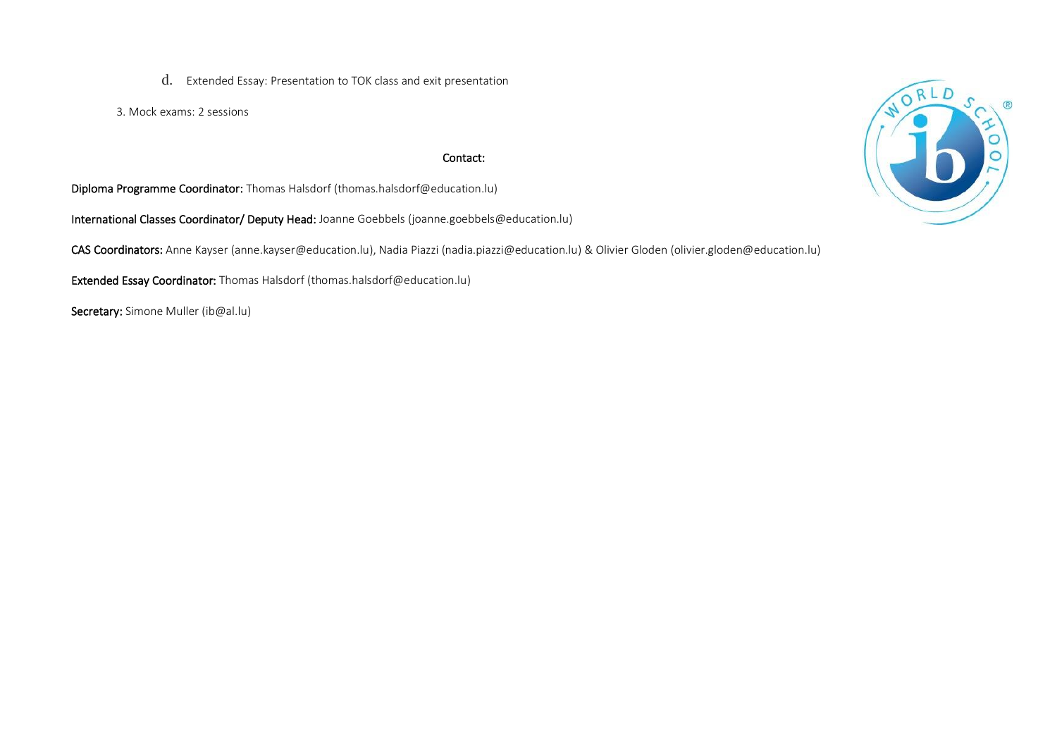d. Extended Essay: Presentation to TOK class and exit presentation

3. Mock exams: 2 sessions

**Contact:**

**Diploma Programme Coordinator:** Thomas Halsdorf (thomas.halsdorf@education.lu)

**International Classes Coordinator/ Deputy Head:** Joanne Goebbels (joanne.goebbels@education.lu)

**CAS Coordinators:** Anne Kayser (anne.kayser@education.lu), Nadia Piazzi (nadia.piazzi@education.lu) & Olivier Gloden (olivier.gloden@education.lu)

**Extended Essay Coordinator:** Thomas Halsdorf (thomas.halsdorf@education.lu)

**Secretary:** Simone Muller (ib@al.lu)